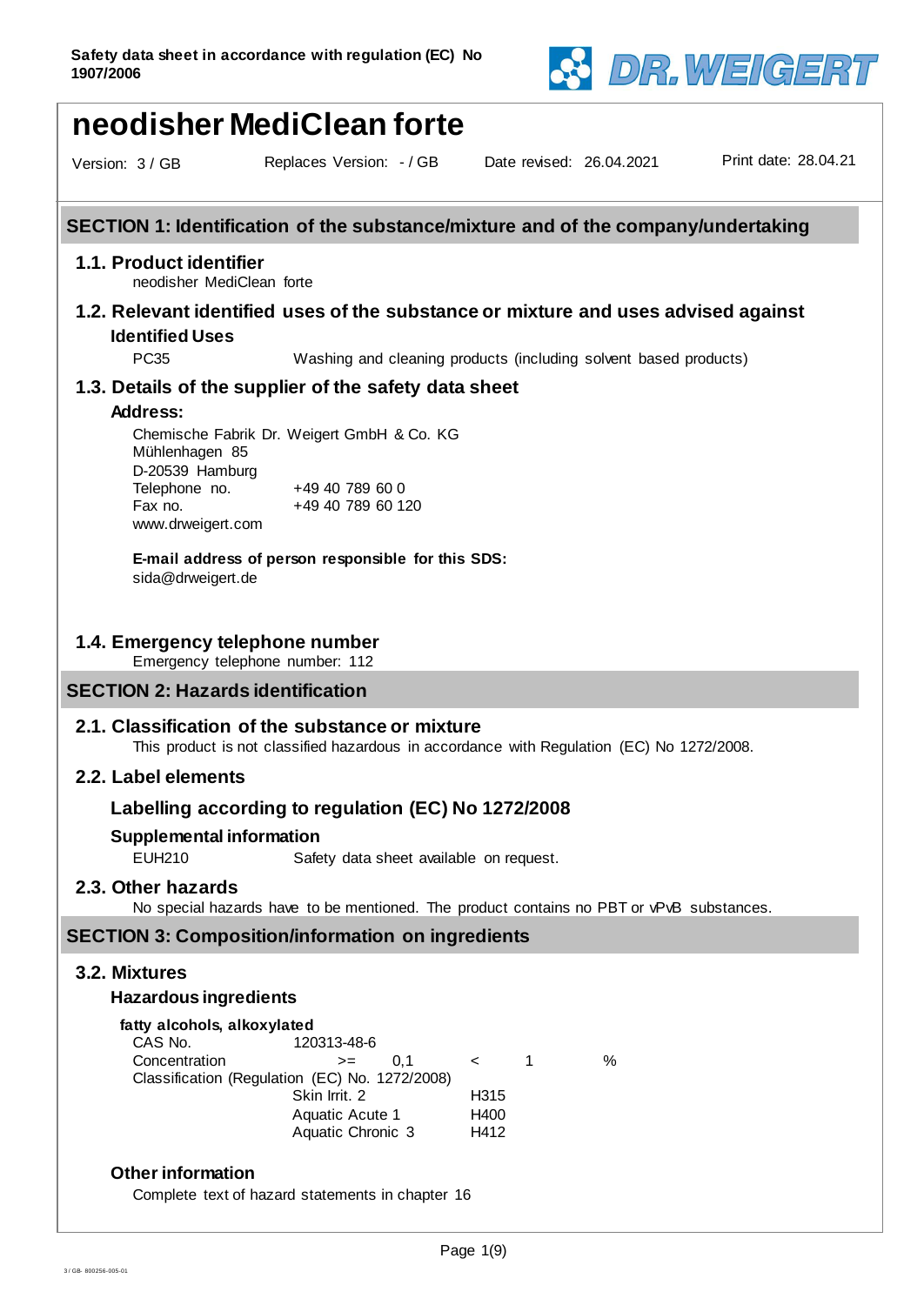Safety data sheet in accordance with regulation (EC) No 1907/2006

# neodisher MediClean forte

Version: 3 / GB    Replaces Version: - / GB    Date revised: 26.04.2021    Print date: 28.04.21

## SECTION 1: Identification of the substance/mixture and of the company/undertaking

### 1.1. Product identifier

neodisher MediClean forte

### 1.2. Relevant identified uses of the substance or mixture and uses advised against

**Identified Uses**

PC35    Washing and cleaning products (including solvent based products)

### 1.3. Details of the supplier of the safety data sheet

**Address:**

Chemische Fabrik Dr. Weigert GmbH & Co. KG
Mühlenhagen 85
D-20539 Hamburg
Telephone no.    +49 40 789 60 0
Fax no.    +49 40 789 60 120
www.drweigert.com

**E-mail address of person responsible for this SDS:**
sida@drweigert.de

### 1.4. Emergency telephone number

Emergency telephone number: 112

## SECTION 2: Hazards identification

### 2.1. Classification of the substance or mixture

This product is not classified hazardous in accordance with Regulation (EC) No 1272/2008.

### 2.2. Label elements

#### Labelling according to regulation (EC) No 1272/2008

**Supplemental information**

EUH210    Safety data sheet available on request.

### 2.3. Other hazards

No special hazards have to be mentioned. The product contains no PBT or vPvB substances.

## SECTION 3: Composition/information on ingredients

### 3.2. Mixtures

**Hazardous ingredients**

**fatty alcohols, alkoxylated**

CAS No.    120313-48-6
Concentration    >=  0,1  <  1  %

Classification (Regulation (EC) No. 1272/2008)

| | |
|---|---|
| Skin Irrit. 2 | H315 |
| Aquatic Acute 1 | H400 |
| Aquatic Chronic 3 | H412 |

**Other information**

Complete text of hazard statements in chapter 16

3 / GB- 800256-005-01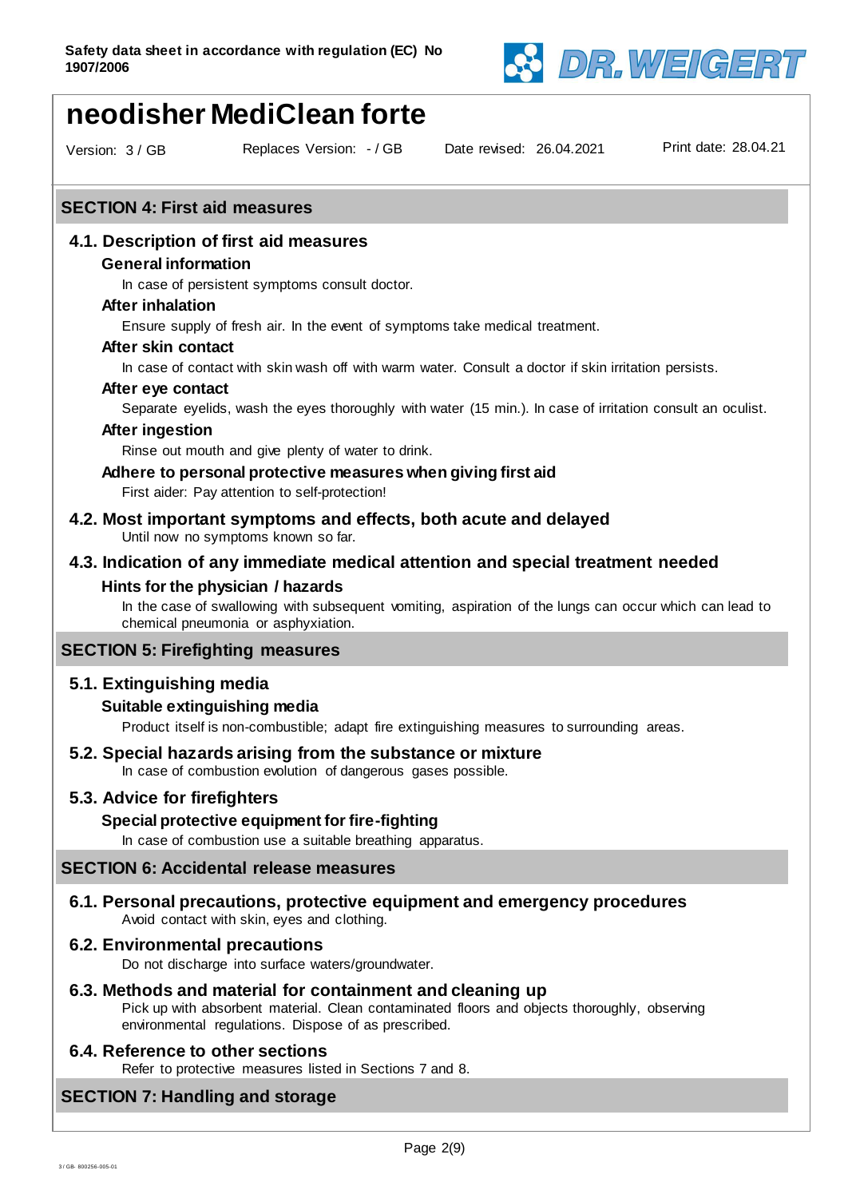# neodisher MediClean forte

Version: 3 / GB    Replaces Version: - / GB    Date revised: 26.04.2021    Print date: 28.04.21

## SECTION 4: First aid measures

### 4.1. Description of first aid measures

**General information**

In case of persistent symptoms consult doctor.

**After inhalation**

Ensure supply of fresh air. In the event of symptoms take medical treatment.

**After skin contact**

In case of contact with skin wash off with warm water. Consult a doctor if skin irritation persists.

**After eye contact**

Separate eyelids, wash the eyes thoroughly with water (15 min.). In case of irritation consult an oculist.

**After ingestion**

Rinse out mouth and give plenty of water to drink.

**Adhere to personal protective measures when giving first aid**

First aider: Pay attention to self-protection!

### 4.2. Most important symptoms and effects, both acute and delayed

Until now no symptoms known so far.

### 4.3. Indication of any immediate medical attention and special treatment needed

**Hints for the physician / hazards**

In the case of swallowing with subsequent vomiting, aspiration of the lungs can occur which can lead to chemical pneumonia or asphyxiation.

## SECTION 5: Firefighting measures

### 5.1. Extinguishing media

**Suitable extinguishing media**

Product itself is non-combustible; adapt fire extinguishing measures to surrounding areas.

### 5.2. Special hazards arising from the substance or mixture

In case of combustion evolution of dangerous gases possible.

### 5.3. Advice for firefighters

**Special protective equipment for fire-fighting**

In case of combustion use a suitable breathing apparatus.

## SECTION 6: Accidental release measures

### 6.1. Personal precautions, protective equipment and emergency procedures

Avoid contact with skin, eyes and clothing.

### 6.2. Environmental precautions

Do not discharge into surface waters/groundwater.

### 6.3. Methods and material for containment and cleaning up

Pick up with absorbent material. Clean contaminated floors and objects thoroughly, observing environmental regulations. Dispose of as prescribed.

### 6.4. Reference to other sections

Refer to protective measures listed in Sections 7 and 8.

## SECTION 7: Handling and storage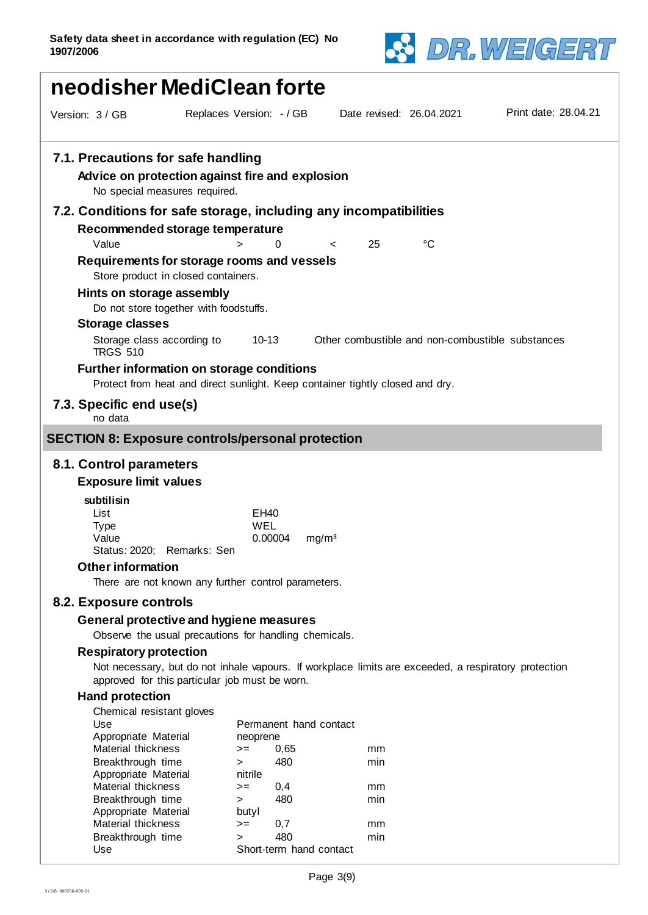## 7.1. Precautions for safe handling

### Advice on protection against fire and explosion

No special measures required.

## 7.2. Conditions for safe storage, including any incompatibilities

### Recommended storage temperature

| Value | > | 0 | < | 25 | °C |
|---|---|---|---|---|---|

### Requirements for storage rooms and vessels

Store product in closed containers.

### Hints on storage assembly

Do not store together with foodstuffs.

### Storage classes

| Storage class according to TRGS 510 | 10-13 | Other combustible and non-combustible substances |
|---|---|---|

### Further information on storage conditions

Protect from heat and direct sunlight. Keep container tightly closed and dry.

## 7.3. Specific end use(s)

no data

# SECTION 8: Exposure controls/personal protection

## 8.1. Control parameters

### Exposure limit values

**subtilisin**

| | | |
|---|---|---|
| List | EH40 | |
| Type | WEL | |
| Value | 0.00004 | mg/m³ |

Status: 2020; Remarks: Sen

### Other information

There are not known any further control parameters.

## 8.2. Exposure controls

### General protective and hygiene measures

Observe the usual precautions for handling chemicals.

### Respiratory protection

Not necessary, but do not inhale vapours. If workplace limits are exceeded, a respiratory protection approved for this particular job must be worn.

### Hand protection

Chemical resistant gloves

| | | | |
|---|---|---|---|
| Use | Permanent hand contact | | |
| Appropriate Material | neoprene | | |
| Material thickness | >= | 0,65 | mm |
| Breakthrough time | > | 480 | min |
| Appropriate Material | nitrile | | |
| Material thickness | >= | 0,4 | mm |
| Breakthrough time | > | 480 | min |
| Appropriate Material | butyl | | |
| Material thickness | >= | 0,7 | mm |
| Breakthrough time | > | 480 | min |
| Use | Short-term hand contact | | |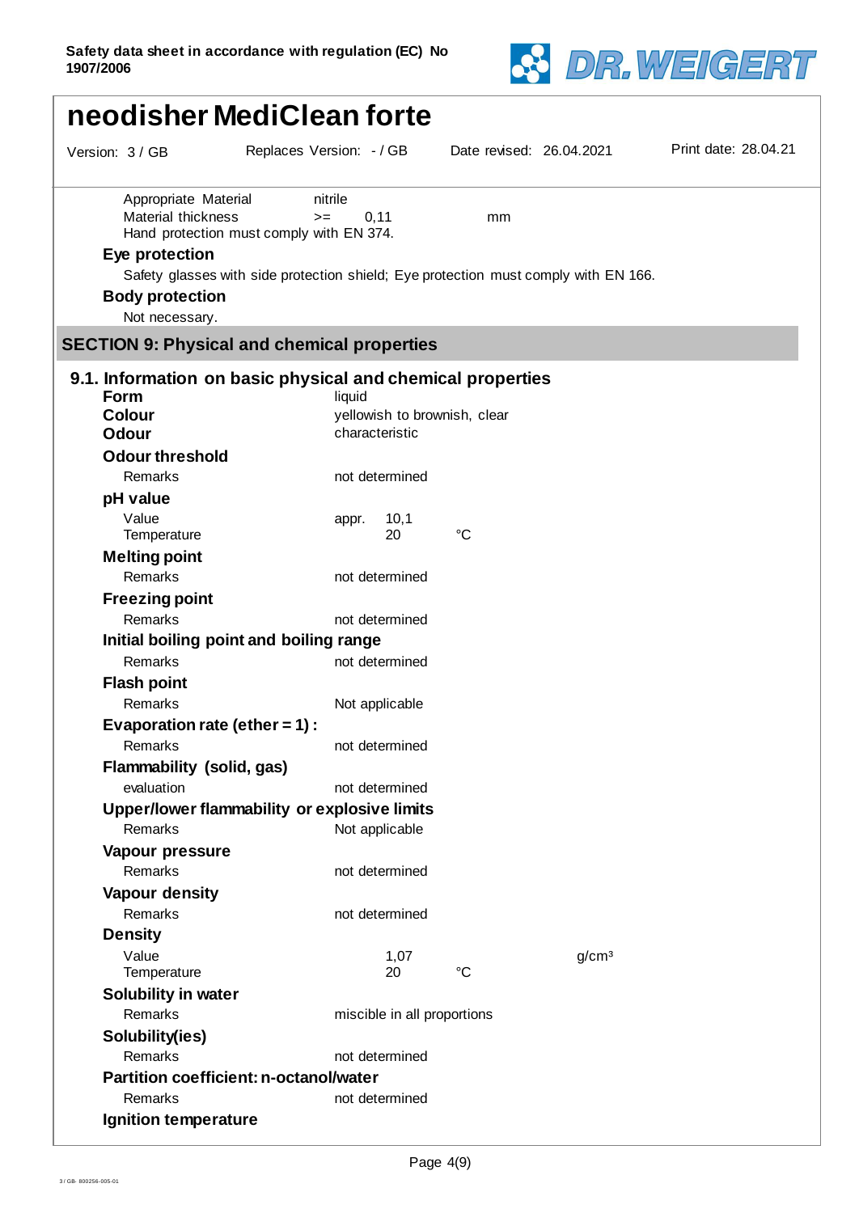Appropriate Material nitrile
Material thickness >= 0,11 mm
Hand protection must comply with EN 374.

**Eye protection**

Safety glasses with side protection shield; Eye protection must comply with EN 166.

**Body protection**

Not necessary.

## SECTION 9: Physical and chemical properties

### 9.1. Information on basic physical and chemical properties

| | | | |
|---|---|---|---|
| **Form** | liquid | | |
| **Colour** | yellowish to brownish, clear | | |
| **Odour** | characteristic | | |
| **Odour threshold** | | | |
| Remarks | not determined | | |
| **pH value** | | | |
| Value | appr. 10,1 | | |
| Temperature | 20 | °C | |
| **Melting point** | | | |
| Remarks | not determined | | |
| **Freezing point** | | | |
| Remarks | not determined | | |
| **Initial boiling point and boiling range** | | | |
| Remarks | not determined | | |
| **Flash point** | | | |
| Remarks | Not applicable | | |
| **Evaporation rate (ether = 1) :** | | | |
| Remarks | not determined | | |
| **Flammability (solid, gas)** | | | |
| evaluation | not determined | | |
| **Upper/lower flammability or explosive limits** | | | |
| Remarks | Not applicable | | |
| **Vapour pressure** | | | |
| Remarks | not determined | | |
| **Vapour density** | | | |
| Remarks | not determined | | |
| **Density** | | | |
| Value | 1,07 | | g/cm³ |
| Temperature | 20 | °C | |
| **Solubility in water** | | | |
| Remarks | miscible in all proportions | | |
| **Solubility(ies)** | | | |
| Remarks | not determined | | |
| **Partition coefficient: n-octanol/water** | | | |
| Remarks | not determined | | |
| **Ignition temperature** | | | |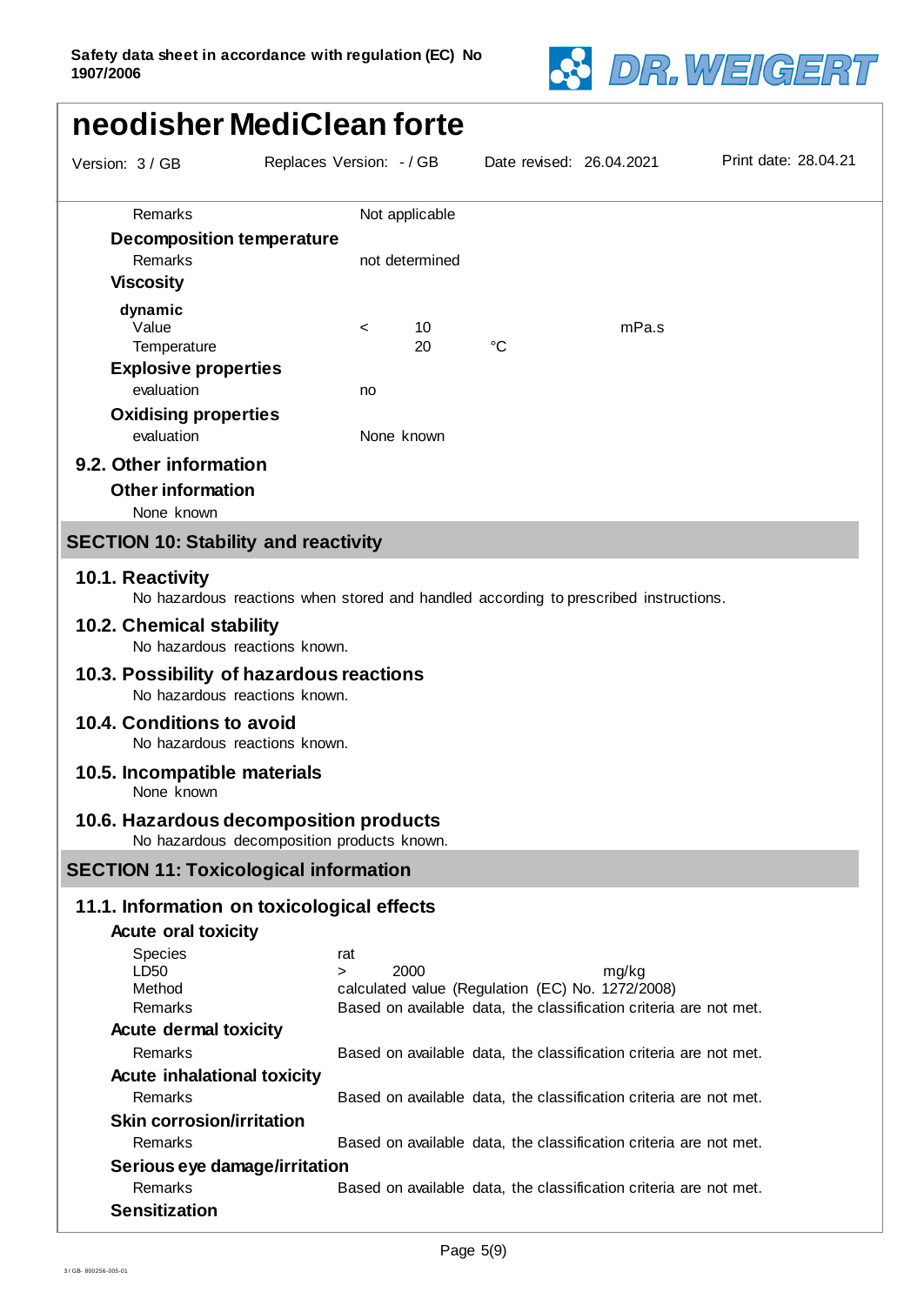| | |
|---|---|
| Remarks | Not applicable |

**Decomposition temperature**

| | |
|---|---|
| Remarks | not determined |

**Viscosity**

**dynamic**

| | | | | |
|---|---|---|---|---|
| Value | < | 10 | | mPa.s |
| Temperature | | 20 | °C | |

**Explosive properties**

| | |
|---|---|
| evaluation | no |

**Oxidising properties**

| | |
|---|---|
| evaluation | None known |

### 9.2. Other information

**Other information**

None known

## SECTION 10: Stability and reactivity

### 10.1. Reactivity

No hazardous reactions when stored and handled according to prescribed instructions.

### 10.2. Chemical stability

No hazardous reactions known.

### 10.3. Possibility of hazardous reactions

No hazardous reactions known.

### 10.4. Conditions to avoid

No hazardous reactions known.

### 10.5. Incompatible materials

None known

### 10.6. Hazardous decomposition products

No hazardous decomposition products known.

## SECTION 11: Toxicological information

### 11.1. Information on toxicological effects

**Acute oral toxicity**

| | | | |
|---|---|---|---|
| Species | rat | | |
| LD50 | > | 2000 | mg/kg |
| Method | calculated value (Regulation (EC) No. 1272/2008) | | |
| Remarks | Based on available data, the classification criteria are not met. | | |

**Acute dermal toxicity**

| | |
|---|---|
| Remarks | Based on available data, the classification criteria are not met. |

**Acute inhalational toxicity**

| | |
|---|---|
| Remarks | Based on available data, the classification criteria are not met. |

**Skin corrosion/irritation**

| | |
|---|---|
| Remarks | Based on available data, the classification criteria are not met. |

**Serious eye damage/irritation**

| | |
|---|---|
| Remarks | Based on available data, the classification criteria are not met. |

**Sensitization**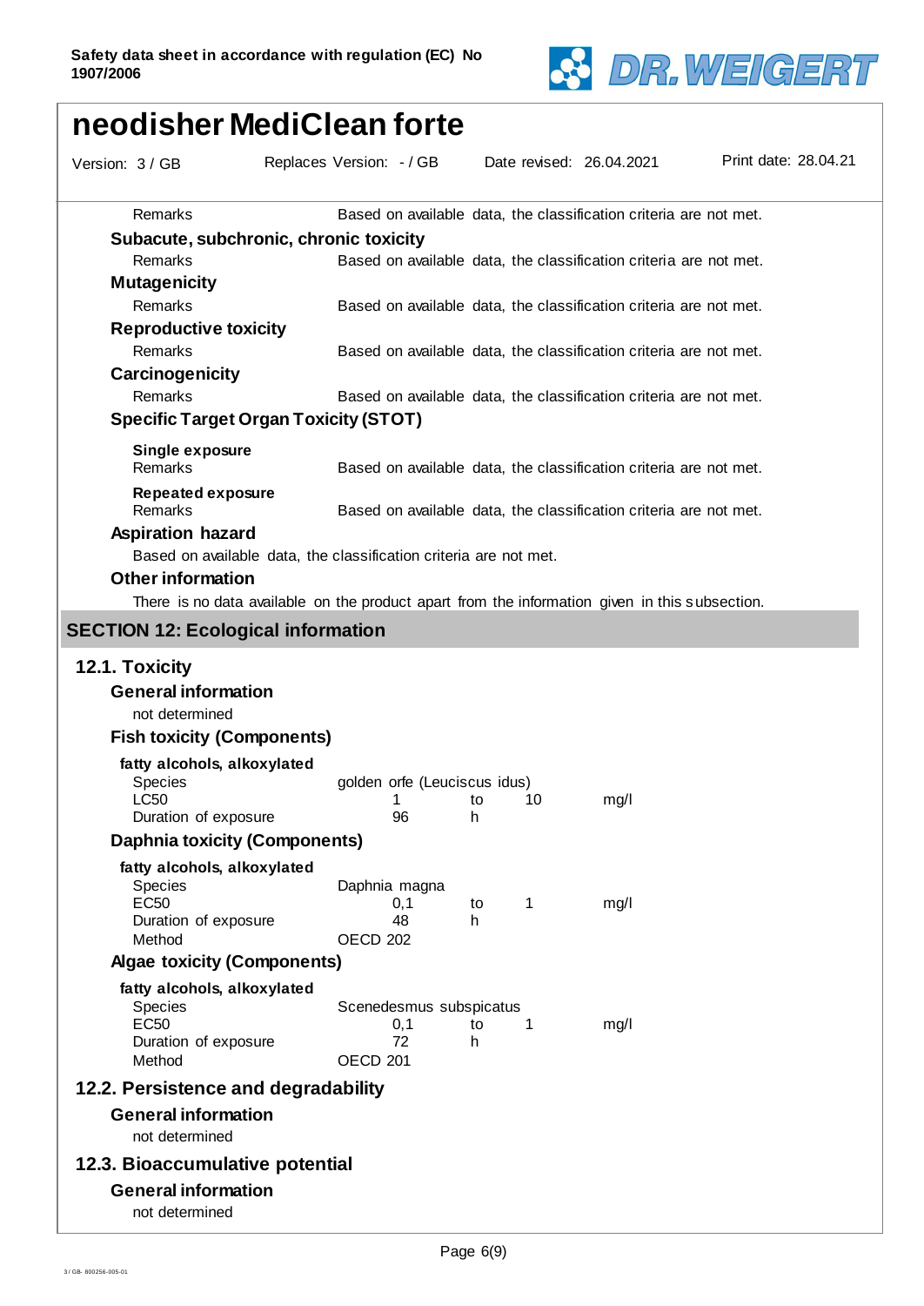| | |
|---|---|
| Remarks | Based on available data, the classification criteria are not met. |

**Subacute, subchronic, chronic toxicity**

| | |
|---|---|
| Remarks | Based on available data, the classification criteria are not met. |

**Mutagenicity**

| | |
|---|---|
| Remarks | Based on available data, the classification criteria are not met. |

**Reproductive toxicity**

| | |
|---|---|
| Remarks | Based on available data, the classification criteria are not met. |

**Carcinogenicity**

| | |
|---|---|
| Remarks | Based on available data, the classification criteria are not met. |

**Specific Target Organ Toxicity (STOT)**

**Single exposure**

| | |
|---|---|
| Remarks | Based on available data, the classification criteria are not met. |

**Repeated exposure**

| | |
|---|---|
| Remarks | Based on available data, the classification criteria are not met. |

**Aspiration hazard**

Based on available data, the classification criteria are not met.

**Other information**

There is no data available on the product apart from the information given in this subsection.

## SECTION 12: Ecological information

### 12.1. Toxicity

**General information**

not determined

**Fish toxicity (Components)**

**fatty alcohols, alkoxylated**

| | | | | |
|---|---|---|---|---|
| Species | golden orfe (Leuciscus idus) | | | |
| LC50 | 1 | to | 10 | mg/l |
| Duration of exposure | 96 | h | | |

**Daphnia toxicity (Components)**

**fatty alcohols, alkoxylated**

| | | | | |
|---|---|---|---|---|
| Species | Daphnia magna | | | |
| EC50 | 0,1 | to | 1 | mg/l |
| Duration of exposure | 48 | h | | |
| Method | OECD 202 | | | |

**Algae toxicity (Components)**

**fatty alcohols, alkoxylated**

| | | | | |
|---|---|---|---|---|
| Species | Scenedesmus subspicatus | | | |
| EC50 | 0,1 | to | 1 | mg/l |
| Duration of exposure | 72 | h | | |
| Method | OECD 201 | | | |

### 12.2. Persistence and degradability

**General information**

not determined

### 12.3. Bioaccumulative potential

**General information**

not determined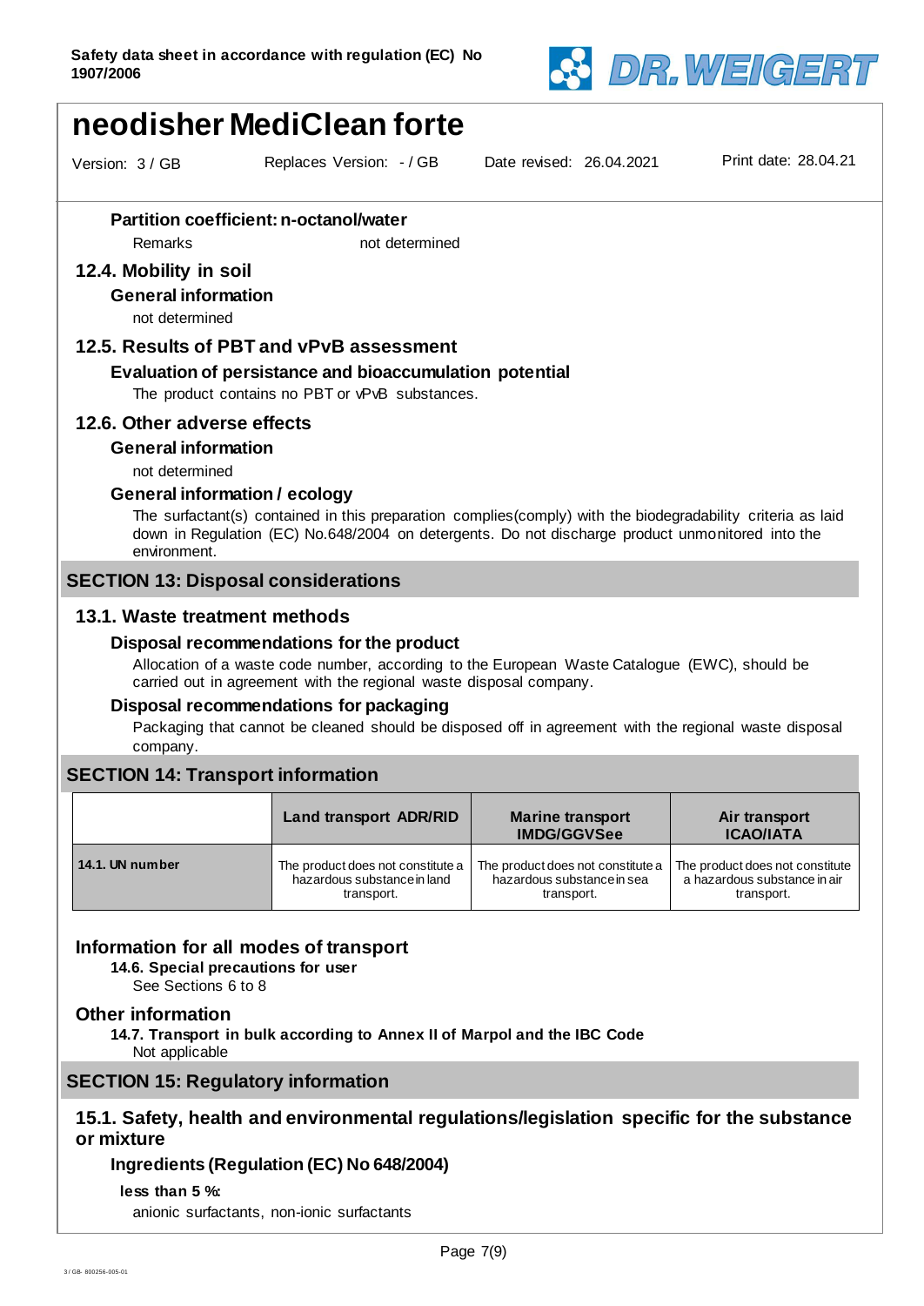#### Partition coefficient: n-octanol/water

Remarks not determined

### 12.4. Mobility in soil

#### General information

not determined

### 12.5. Results of PBT and vPvB assessment

#### Evaluation of persistance and bioaccumulation potential

The product contains no PBT or vPvB substances.

### 12.6. Other adverse effects

#### General information

not determined

#### General information / ecology

The surfactant(s) contained in this preparation complies(comply) with the biodegradability criteria as laid down in Regulation (EC) No.648/2004 on detergents. Do not discharge product unmonitored into the environment.

## SECTION 13: Disposal considerations

### 13.1. Waste treatment methods

#### Disposal recommendations for the product

Allocation of a waste code number, according to the European Waste Catalogue (EWC), should be carried out in agreement with the regional waste disposal company.

#### Disposal recommendations for packaging

Packaging that cannot be cleaned should be disposed off in agreement with the regional waste disposal company.

## SECTION 14: Transport information

| | Land transport ADR/RID | Marine transport IMDG/GGVSee | Air transport ICAO/IATA |
|---|---|---|---|
| 14.1. UN number | The product does not constitute a hazardous substance in land transport. | The product does not constitute a hazardous substance in sea transport. | The product does not constitute a hazardous substance in air transport. |

### Information for all modes of transport

**14.6. Special precautions for user**

See Sections 6 to 8

### Other information

**14.7. Transport in bulk according to Annex II of Marpol and the IBC Code**

Not applicable

## SECTION 15: Regulatory information

### 15.1. Safety, health and environmental regulations/legislation specific for the substance or mixture

#### Ingredients (Regulation (EC) No 648/2004)

**less than 5 %:**

anionic surfactants, non-ionic surfactants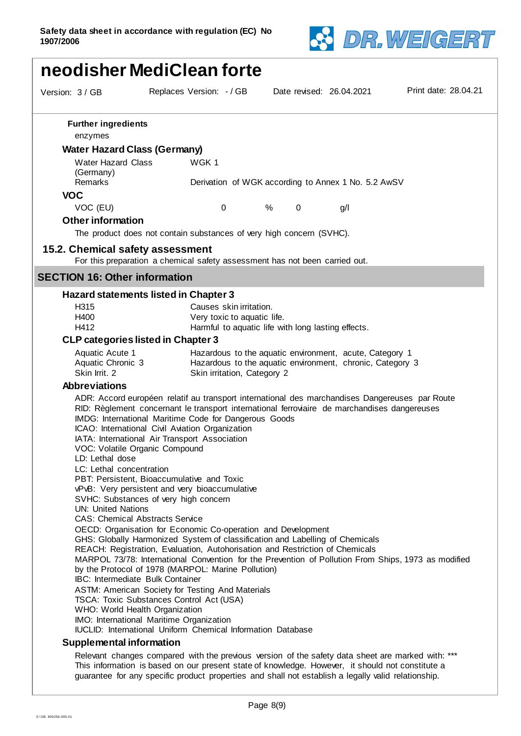# neodisher MediClean forte

Version: 3 / GB | Replaces Version: - / GB | Date revised: 26.04.2021 | Print date: 28.04.21

**Further ingredients**

enzymes

### Water Hazard Class (Germany)

| | |
|---|---|
| Water Hazard Class (Germany) | WGK 1 |
| Remarks | Derivation of WGK according to Annex 1 No. 5.2 AwSV |

### VOC

| | | | | |
|---|---|---|---|---|
| VOC (EU) | 0 | % | 0 | g/l |

### Other information

The product does not contain substances of very high concern (SVHC).

## 15.2. Chemical safety assessment

For this preparation a chemical safety assessment has not been carried out.

## SECTION 16: Other information

### Hazard statements listed in Chapter 3

| | |
|---|---|
| H315 | Causes skin irritation. |
| H400 | Very toxic to aquatic life. |
| H412 | Harmful to aquatic life with long lasting effects. |

### CLP categories listed in Chapter 3

| | |
|---|---|
| Aquatic Acute 1 | Hazardous to the aquatic environment, acute, Category 1 |
| Aquatic Chronic 3 | Hazardous to the aquatic environment, chronic, Category 3 |
| Skin Irrit. 2 | Skin irritation, Category 2 |

### Abbreviations

ADR: Accord européen relatif au transport international des marchandises Dangereuses par Route
RID: Règlement concernant le transport international ferroviaire de marchandises dangereuses
IMDG: International Maritime Code for Dangerous Goods
ICAO: International Civil Aviation Organization
IATA: International Air Transport Association
VOC: Volatile Organic Compound
LD: Lethal dose
LC: Lethal concentration
PBT: Persistent, Bioaccumulative and Toxic
vPvB: Very persistent and very bioaccumulative
SVHC: Substances of very high concern
UN: United Nations
CAS: Chemical Abstracts Service
OECD: Organisation for Economic Co-operation and Development
GHS: Globally Harmonized System of classification and Labelling of Chemicals
REACH: Registration, Evaluation, Autohorisation and Restriction of Chemicals
MARPOL 73/78: International Convention for the Prevention of Pollution From Ships, 1973 as modified by the Protocol of 1978 (MARPOL: Marine Pollution)
IBC: Intermediate Bulk Container
ASTM: American Society for Testing And Materials
TSCA: Toxic Substances Control Act (USA)
WHO: World Health Organization
IMO: International Maritime Organization
IUCLID: International Uniform Chemical Information Database

### Supplemental information

Relevant changes compared with the previous version of the safety data sheet are marked with: ***
This information is based on our present state of knowledge. However, it should not constitute a guarantee for any specific product properties and shall not establish a legally valid relationship.